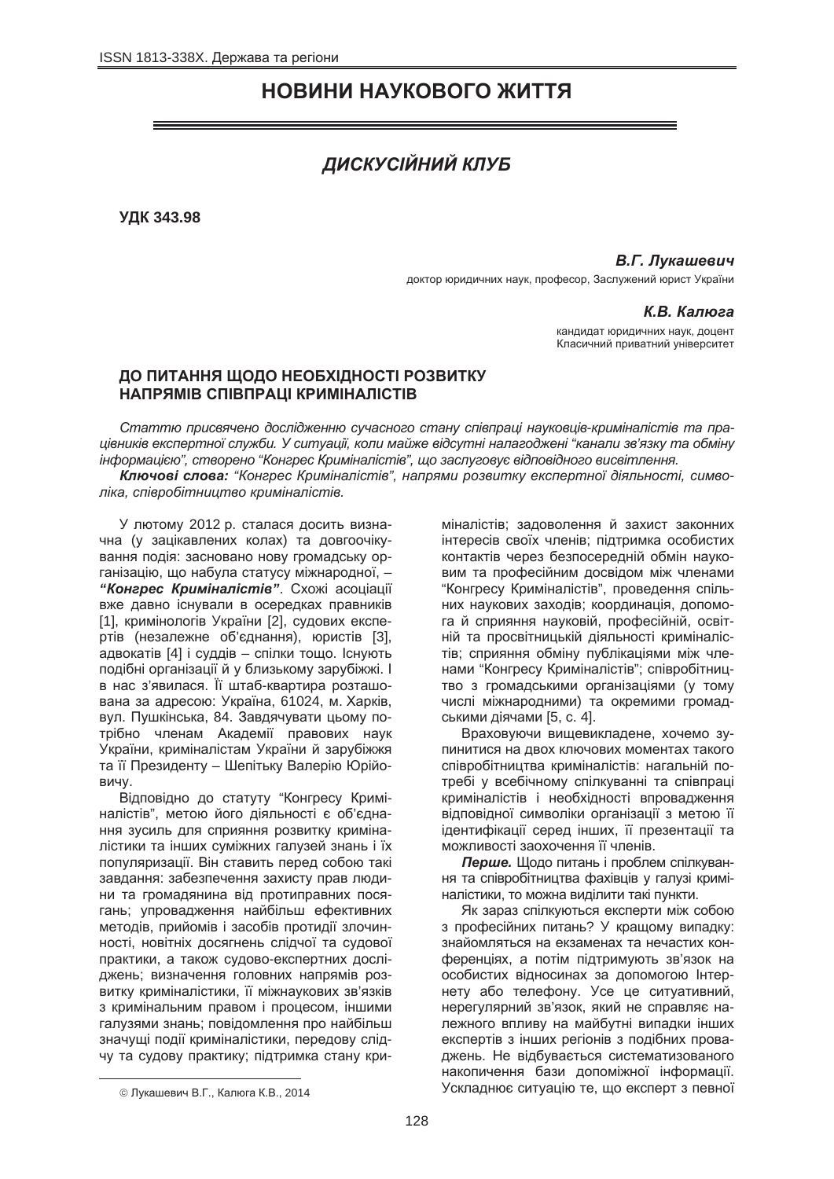# НОВИНИ НАУКОВОГО ЖИТТЯ

## *ДИСКУСІЙНИЙ КЛУБ*

**УДК 343.98**

***В.Г. Лукашевич***

доктор юридичних наук, професор, Заслужений юрист України

***К.В. Калюга***

кандидат юридичних наук, доцент
Класичний приватний університет

### ДО ПИТАННЯ ЩОДО НЕОБХІДНОСТІ РОЗВИТКУ НАПРЯМІВ СПІВПРАЦІ КРИМІНАЛІСТІВ

*Статтю присвячено дослідженню сучасного стану співпраці науковців-криміналістів та працівників експертної служби. У ситуації, коли майже відсутні налагоджені "канали зв'язку та обміну інформацією", створено "Конгрес Криміналістів", що заслуговує відповідного висвітлення.*

***Ключові слова:*** *"Конгрес Криміналістів", напрями розвитку експертної діяльності, символіка, співробітництво криміналістів.*

У лютому 2012 р. сталася досить визначна (у зацікавлених колах) та довгоочікувана подія: засновано нову громадську організацію, що набула статусу міжнародної, – ***"Конгрес Криміналістів"***. Схожі асоціації вже давно існували в осередках правників [1], кримінологів України [2], судових експертів (незалежне об'єднання), юристів [3], адвокатів [4] і суддів – спілки тощо. Існують подібні організації й у близькому зарубіжжі. І в нас з'явилася. Її штаб-квартира розташована за адресою: Україна, 61024, м. Харків, вул. Пушкінська, 84. Завдячувати цьому потрібно членам Академії правових наук України, криміналістам України й зарубіжжя та її Президенту – Шепітьку Валерію Юрійовичу.

Відповідно до статуту "Конгресу Криміналістів", метою його діяльності є об'єднання зусиль для сприяння розвитку криміналістики та інших суміжних галузей знань і їх популяризації. Він ставить перед собою такі завдання: забезпечення захисту прав людини та громадянина від протиправних посягань; упровадження найбільш ефективних методів, прийомів і засобів протидії злочинності, новітніх досягнень слідчої та судової практики, а також судово-експертних досліджень; визначення головних напрямів розвитку криміналістики, її міжнаукових зв'язків з кримінальним правом і процесом, іншими галузями знань; повідомлення про найбільш значущі події криміналістики, передову слідчу та судову практику; підтримка стану криміналістів; задоволення й захист законних інтересів своїх членів; підтримка особистих контактів через безпосередній обмін науковим та професійним досвідом між членами "Конгресу Криміналістів", проведення спільних наукових заходів; координація, допомога й сприяння науковій, професійній, освітній та просвітницькій діяльності криміналістів; сприяння обміну публікаціями між членами "Конгресу Криміналістів"; співробітництво з громадськими організаціями (у тому числі міжнародними) та окремими громадськими діячами [5, с. 4].

Враховуючи вищевикладене, хочемо зупинитися на двох ключових моментах такого співробітництва криміналістів: нагальній потребі у всебічному спілкуванні та співпраці криміналістів і необхідності впровадження відповідної символіки організації з метою її ідентифікації серед інших, її презентації та можливості заохочення її членів.

***Перше.*** Щодо питань і проблем спілкування та співробітництва фахівців у галузі криміналістики, то можна виділити такі пункти.

Як зараз спілкуються експерти між собою з професійних питань? У кращому випадку: знайомляться на екзаменах та нечастих конференціях, а потім підтримують зв'язок на особистих відносинах за допомогою Інтернету або телефону. Усе це ситуативний, нерегулярний зв'язок, який не справляє належного впливу на майбутні випадки інших експертів з інших регіонів з подібних проваджень. Не відбувається систематизованого накопичення бази допоміжної інформації. Ускладнює ситуацію те, що експерт з певної

© Лукашевич В.Г., Калюга К.В., 2014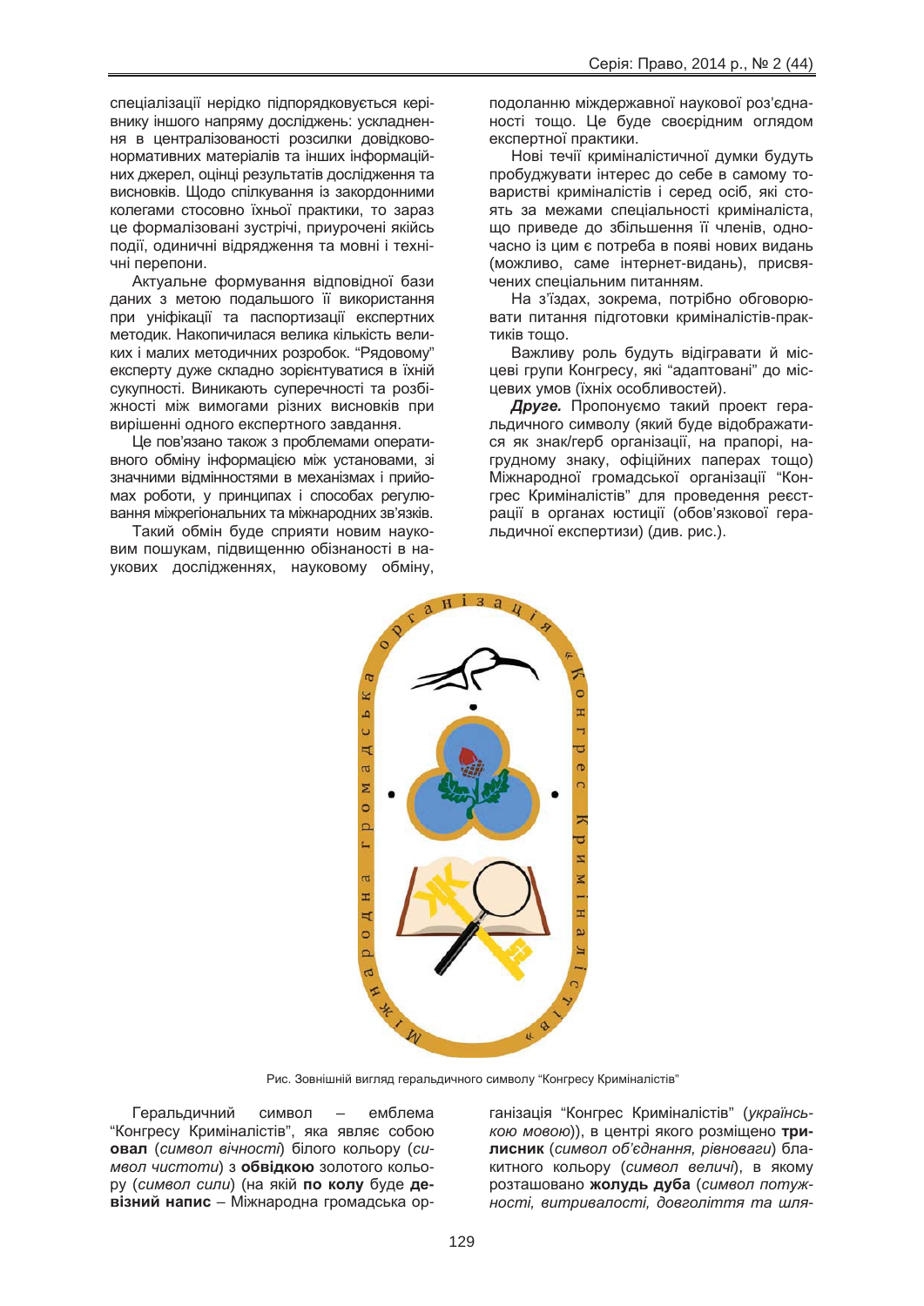спеціалізації нерідко підпорядковується керівнику іншого напряму досліджень: ускладнення в централізованості розсилки довідково-нормативних матеріалів та інших інформаційних джерел, оцінці результатів дослідження та висновків. Щодо спілкування із закордонними колегами стосовно їхньої практики, то зараз це формалізовані зустрічі, приурочені якійсь події, одиничні відрядження та мовні і технічні перепони.

Актуальне формування відповідної бази даних з метою подальшого її використання при уніфікації та паспортизації експертних методик. Накопичилася велика кількість великих і малих методичних розробок. "Рядовому" експерту дуже складно зорієнтуватися в їхній сукупності. Виникають суперечності та розбіжності між вимогами різних висновків при вирішенні одного експертного завдання.

Це пов'язано також з проблемами оперативного обміну інформацією між установами, зі значними відмінностями в механізмах і прийомах роботи, у принципах і способах регулювання міжрегіональних та міжнародних зв'язків.

Такий обмін буде сприяти новим науковим пошукам, підвищенню обізнаності в наукових дослідженнях, науковому обміну, подоланню міждержавної наукової роз'єднаності тощо. Це буде своєрідним оглядом експертної практики.

Нові течії криміналістичної думки будуть пробуджувати інтерес до себе в самому товаристві криміналістів і серед осіб, які стоять за межами спеціальності криміналіста, що приведе до збільшення її членів, одночасно із цим є потреба в появі нових видань (можливо, саме інтернет-видань), присвячених спеціальним питанням.

На з'їздах, зокрема, потрібно обговорювати питання підготовки криміналістів-практиків тощо.

Важливу роль будуть відігравати й місцеві групи Конгресу, які "адаптовані" до місцевих умов (їхніх особливостей).

***Друге.*** Пропонуємо такий проект геральдичного символу (який буде відображатися як знак/герб організації, на прапорі, нагрудному знаку, офіційних паперах тощо) Міжнародної громадської організації "Конгрес Криміналістів" для проведення реєстрації в органах юстиції (обов'язкової геральдичної експертизи) (див. рис.).

Рис. Зовнішній вигляд геральдичного символу "Конгресу Криміналістів"

Геральдичний символ – емблема "Конгресу Криміналістів", яка являє собою **овал** (*символ вічності*) білого кольору (*символ чистоти*) з **обвідкою** золотого кольору (*символ сили*) (на якій **по колу** буде **девізний напис** – Міжнародна громадська організація "Конгрес Криміналістів" (*українською мовою*)), в центрі якого розміщено **трилисник** (*символ об'єднання, рівноваги*) блакитного кольору (*символ величі*), в якому розташовано **жолудь дуба** (*символ потужності, витривалості, довголіття та шля-*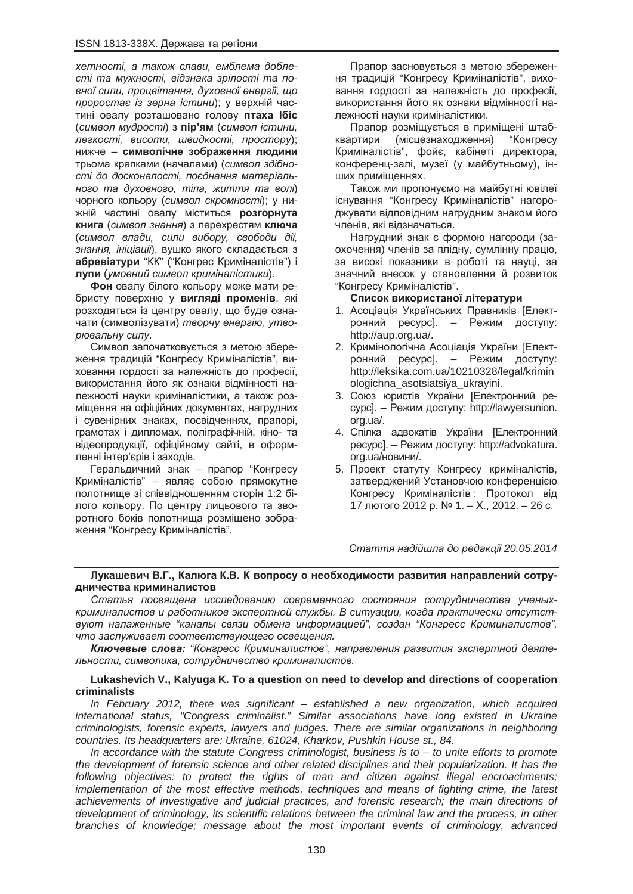*хетності, а також слави, емблема доблесті та мужності, відзнака зрілості та повної сили, процвітання, духовної енергії, що проростає із зерна істини*); у верхній частині овалу розташовано голову **птаха Ібіс** (*символ мудрості*) з **пір'ям** (*символ істини, легкості, висоти, швидкості, простору*); нижче – **символічне зображення людини** трьома крапками (началами) (*символ здібності до досконалості, поєднання матеріального та духовного, тіла, життя та волі*) чорного кольору (*символ скромності*); у нижній частині овалу міститься **розгорнута книга** (*символ знання*) з перехрестям **ключа** (*символ влади, сили вибору, свободи дії, знання, ініціації*), вушко якого складається з **абревіатури** "КК" ("Конгрес Криміналістів") і **лупи** (*умовний символ криміналістики*).

**Фон** овалу білого кольору може мати ребристу поверхню у **вигляді променів**, які розходяться із центру овалу, що буде означати (символізувати) *творчу енергію, утворювальну силу*.

Символ започатковується з метою збереження традицій "Конгресу Криміналістів", виховання гордості за належність до професії, використання його як ознаки відмінності належності науки криміналістики, а також розміщення на офіційних документах, нагрудних і сувенірних знаках, посвідченнях, прапорі, грамотах і дипломах, поліграфічній, кіно- та відеопродукції, офіційному сайті, в оформленні інтер'єрів і заходів.

Геральдичний знак – прапор "Конгресу Криміналістів" – являє собою прямокутне полотнище зі співвідношенням сторін 1:2 білого кольору. По центру лицьового та зворотного боків полотнища розміщено зображення "Конгресу Криміналістів".

Прапор засновується з метою збереження традицій "Конгресу Криміналістів", виховання гордості за належність до професії, використання його як ознаки відмінності належності науки криміналістики.

Прапор розміщується в приміщені штабквартири (місцезнаходження) "Конгресу Криміналістів", фойє, кабінеті директора, конференц-залі, музеї (у майбутньому), інших приміщеннях.

Також ми пропонуємо на майбутні ювілеї існування "Конгресу Криміналістів" нагороджувати відповідним нагрудним знаком його членів, які відзначаться.

Нагрудний знак є формою нагороди (заохочення) членів за плідну, сумлінну працю, за високі показники в роботі та науці, за значний внесок у становлення й розвиток "Конгресу Криміналістів".

**Список використаної літератури**

1. Асоціація Українських Правників [Електронний ресурс]. – Режим доступу: http://aup.org.ua/.
2. Кримінологічна Асоціація України [Електронний ресурс]. – Режим доступу: http://leksika.com.ua/10210328/legal/kriminologichna_asotsiatsiya_ukrayini.
3. Союз юристів України [Електронний ресурс]. – Режим доступу: http://lawyersunion.org.ua/.
4. Спілка адвокатів України [Електронний ресурс]. – Режим доступу: http://advokatura.org.ua/новини/.
5. Проект статуту Конгресу криміналістів, затверджений Установчою конференцією Конгресу Криміналістів : Протокол від 17 лютого 2012 р. № 1. – Х., 2012. – 26 с.

*Стаття надійшла до редакції 20.05.2014*

---

**Лукашевич В.Г., Калюга К.В. К вопросу о необходимости развития направлений сотрудничества криминалистов**

*Статья посвящена исследованию современного состояния сотрудничества ученых-криминалистов и работников экспертной службы. В ситуации, когда практически отсутствуют налаженные "каналы связи обмена информацией", создан "Конгресс Криминалистов", что заслуживает соответствующего освещения.*

***Ключевые слова:*** *"Конгресс Криминалистов", направления развития экспертной деятельности, символика, сотрудничество криминалистов.*

**Lukashevich V., Kalyuga K. To a question on need to develop and directions of cooperation criminalists**

*In February 2012, there was significant – established a new organization, which acquired international status, "Congress criminalist." Similar associations have long existed in Ukraine criminologists, forensic experts, lawyers and judges. There are similar organizations in neighboring countries. Its headquarters are: Ukraine, 61024, Kharkov, Pushkin House st., 84.*

*In accordance with the statute Congress criminologist, business is to – to unite efforts to promote the development of forensic science and other related disciplines and their popularization. It has the following objectives: to protect the rights of man and citizen against illegal encroachments; implementation of the most effective methods, techniques and means of fighting crime, the latest achievements of investigative and judicial practices, and forensic research; the main directions of development of criminology, its scientific relations between the criminal law and the process, in other branches of knowledge; message about the most important events of criminology, advanced*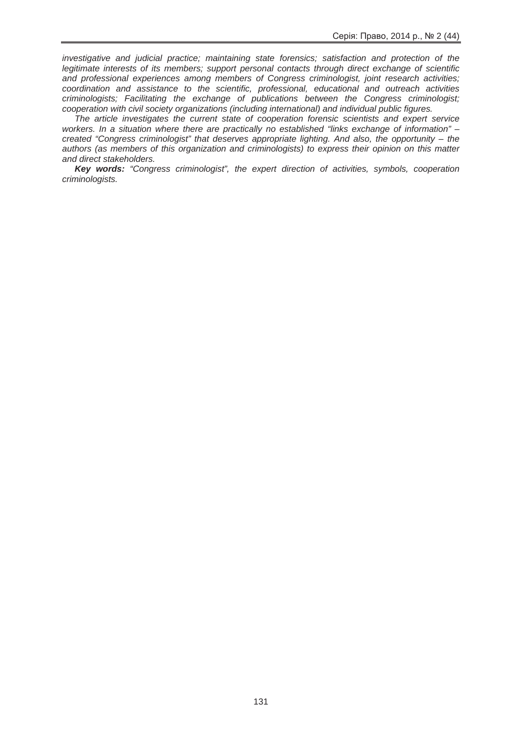*investigative and judicial practice; maintaining state forensics; satisfaction and protection of the legitimate interests of its members; support personal contacts through direct exchange of scientific and professional experiences among members of Congress criminologist, joint research activities; coordination and assistance to the scientific, professional, educational and outreach activities criminologists; Facilitating the exchange of publications between the Congress criminologist; cooperation with civil society organizations (including international) and individual public figures.*

*The article investigates the current state of cooperation forensic scientists and expert service workers. In a situation where there are practically no established "links exchange of information" – created "Congress criminologist" that deserves appropriate lighting. And also, the opportunity – the authors (as members of this organization and criminologists) to express their opinion on this matter and direct stakeholders.*

***Key words:*** *"Congress criminologist", the expert direction of activities, symbols, cooperation criminologists.*